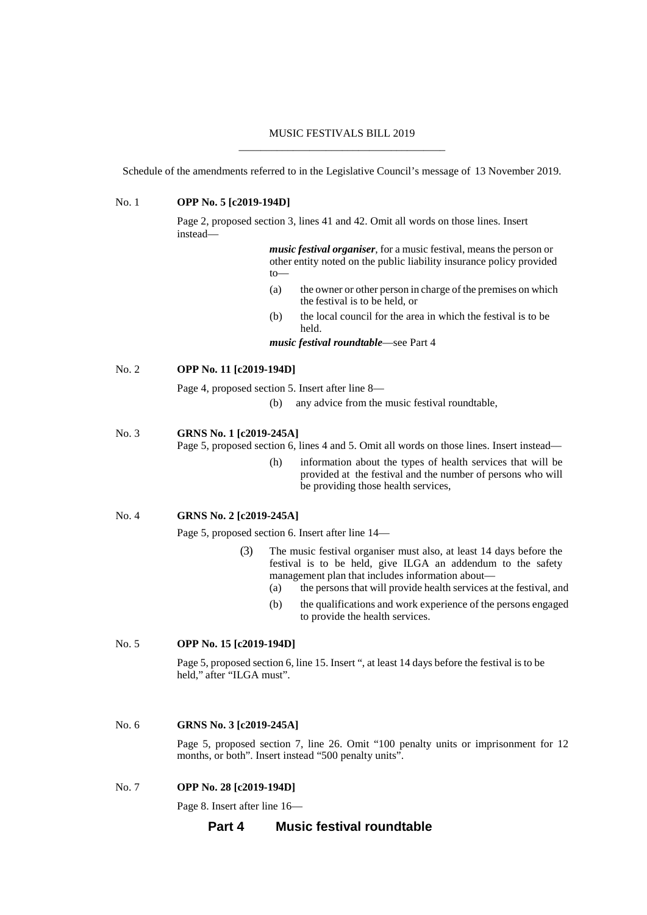MUSIC FESTIVALS BILL 2019

Schedule of the amendments referred to in the Legislative Council's message of 13 November 2019.

No. 1 **OPP No. 5 [c2019-194D]**

Page 2, proposed section 3, lines 41 and 42. Omit all words on those lines. Insert instead—

> ***music festival organiser***, for a music festival, means the person or other entity noted on the public liability insurance policy provided to—
>
> (a) the owner or other person in charge of the premises on which the festival is to be held, or
>
> (b) the local council for the area in which the festival is to be held.
>
> ***music festival roundtable***—see Part 4

No. 2 **OPP No. 11 [c2019-194D]**

Page 4, proposed section 5. Insert after line 8—

> (b) any advice from the music festival roundtable,

No. 3 **GRNS No. 1 [c2019-245A]**

Page 5, proposed section 6, lines 4 and 5. Omit all words on those lines. Insert instead—

> (h) information about the types of health services that will be provided at the festival and the number of persons who will be providing those health services,

No. 4 **GRNS No. 2 [c2019-245A]**

Page 5, proposed section 6. Insert after line 14—

> (3) The music festival organiser must also, at least 14 days before the festival is to be held, give ILGA an addendum to the safety management plan that includes information about—
>
> (a) the persons that will provide health services at the festival, and
>
> (b) the qualifications and work experience of the persons engaged to provide the health services.

No. 5 **OPP No. 15 [c2019-194D]**

Page 5, proposed section 6, line 15. Insert ", at least 14 days before the festival is to be held," after "ILGA must".

No. 6 **GRNS No. 3 [c2019-245A]**

Page 5, proposed section 7, line 26. Omit "100 penalty units or imprisonment for 12 months, or both". Insert instead "500 penalty units".

No. 7 **OPP No. 28 [c2019-194D]**

Page 8. Insert after line 16—

## Part 4 Music festival roundtable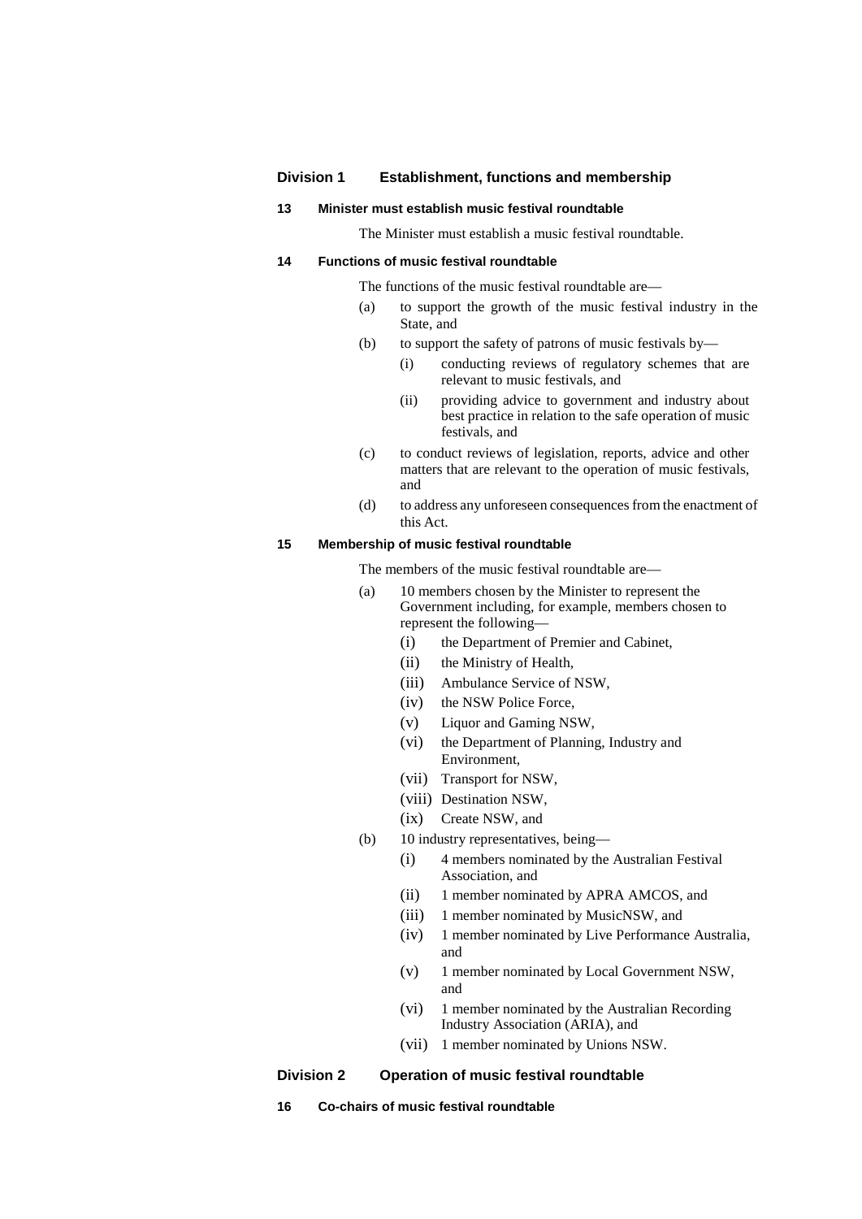## Division 1 Establishment, functions and membership

### 13 Minister must establish music festival roundtable

The Minister must establish a music festival roundtable.

### 14 Functions of music festival roundtable

The functions of the music festival roundtable are—

(a) to support the growth of the music festival industry in the State, and

(b) to support the safety of patrons of music festivals by—

  (i) conducting reviews of regulatory schemes that are relevant to music festivals, and

  (ii) providing advice to government and industry about best practice in relation to the safe operation of music festivals, and

(c) to conduct reviews of legislation, reports, advice and other matters that are relevant to the operation of music festivals, and

(d) to address any unforeseen consequences from the enactment of this Act.

### 15 Membership of music festival roundtable

The members of the music festival roundtable are—

(a) 10 members chosen by the Minister to represent the Government including, for example, members chosen to represent the following—

  (i) the Department of Premier and Cabinet,

  (ii) the Ministry of Health,

  (iii) Ambulance Service of NSW,

  (iv) the NSW Police Force,

  (v) Liquor and Gaming NSW,

  (vi) the Department of Planning, Industry and Environment,

  (vii) Transport for NSW,

  (viii) Destination NSW,

  (ix) Create NSW, and

(b) 10 industry representatives, being—

  (i) 4 members nominated by the Australian Festival Association, and

  (ii) 1 member nominated by APRA AMCOS, and

  (iii) 1 member nominated by MusicNSW, and

  (iv) 1 member nominated by Live Performance Australia, and

  (v) 1 member nominated by Local Government NSW, and

  (vi) 1 member nominated by the Australian Recording Industry Association (ARIA), and

  (vii) 1 member nominated by Unions NSW.

## Division 2 Operation of music festival roundtable

### 16 Co-chairs of music festival roundtable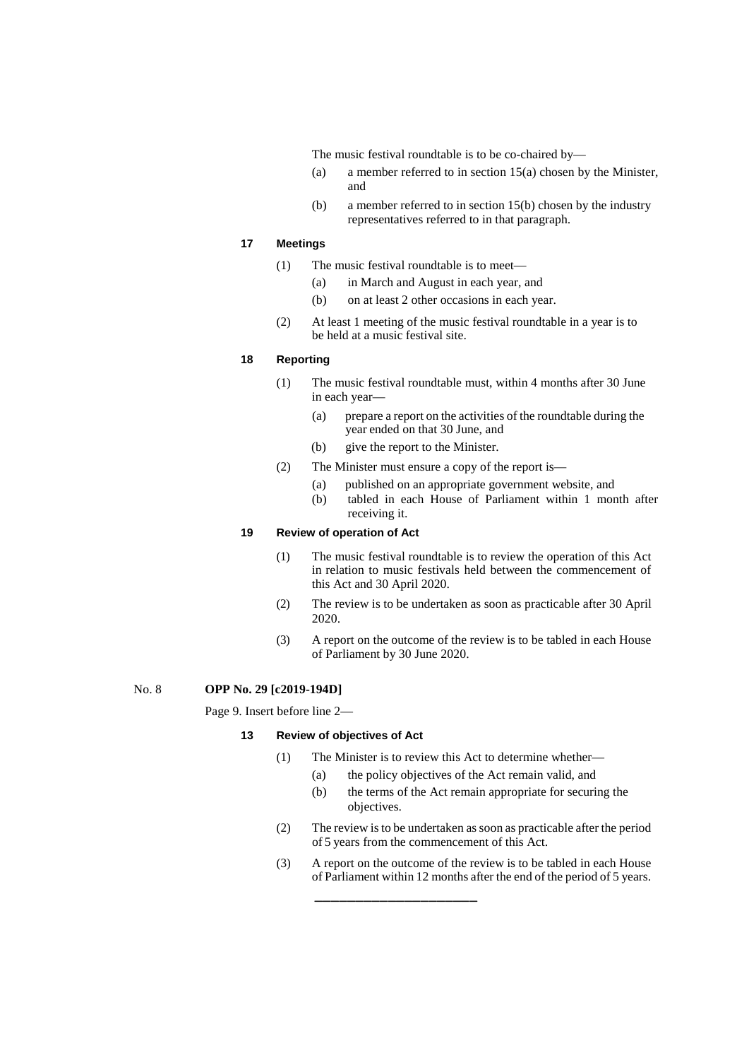The music festival roundtable is to be co-chaired by—

(a) a member referred to in section 15(a) chosen by the Minister, and

(b) a member referred to in section 15(b) chosen by the industry representatives referred to in that paragraph.

**17 Meetings**

(1) The music festival roundtable is to meet—

(a) in March and August in each year, and

(b) on at least 2 other occasions in each year.

(2) At least 1 meeting of the music festival roundtable in a year is to be held at a music festival site.

**18 Reporting**

(1) The music festival roundtable must, within 4 months after 30 June in each year—

(a) prepare a report on the activities of the roundtable during the year ended on that 30 June, and

(b) give the report to the Minister.

(2) The Minister must ensure a copy of the report is—

(a) published on an appropriate government website, and

(b) tabled in each House of Parliament within 1 month after receiving it.

**19 Review of operation of Act**

(1) The music festival roundtable is to review the operation of this Act in relation to music festivals held between the commencement of this Act and 30 April 2020.

(2) The review is to be undertaken as soon as practicable after 30 April 2020.

(3) A report on the outcome of the review is to be tabled in each House of Parliament by 30 June 2020.

No. 8 **OPP No. 29 [c2019-194D]**

Page 9. Insert before line 2—

**13 Review of objectives of Act**

(1) The Minister is to review this Act to determine whether—

(a) the policy objectives of the Act remain valid, and

(b) the terms of the Act remain appropriate for securing the objectives.

(2) The review is to be undertaken as soon as practicable after the period of 5 years from the commencement of this Act.

(3) A report on the outcome of the review is to be tabled in each House of Parliament within 12 months after the end of the period of 5 years.

---